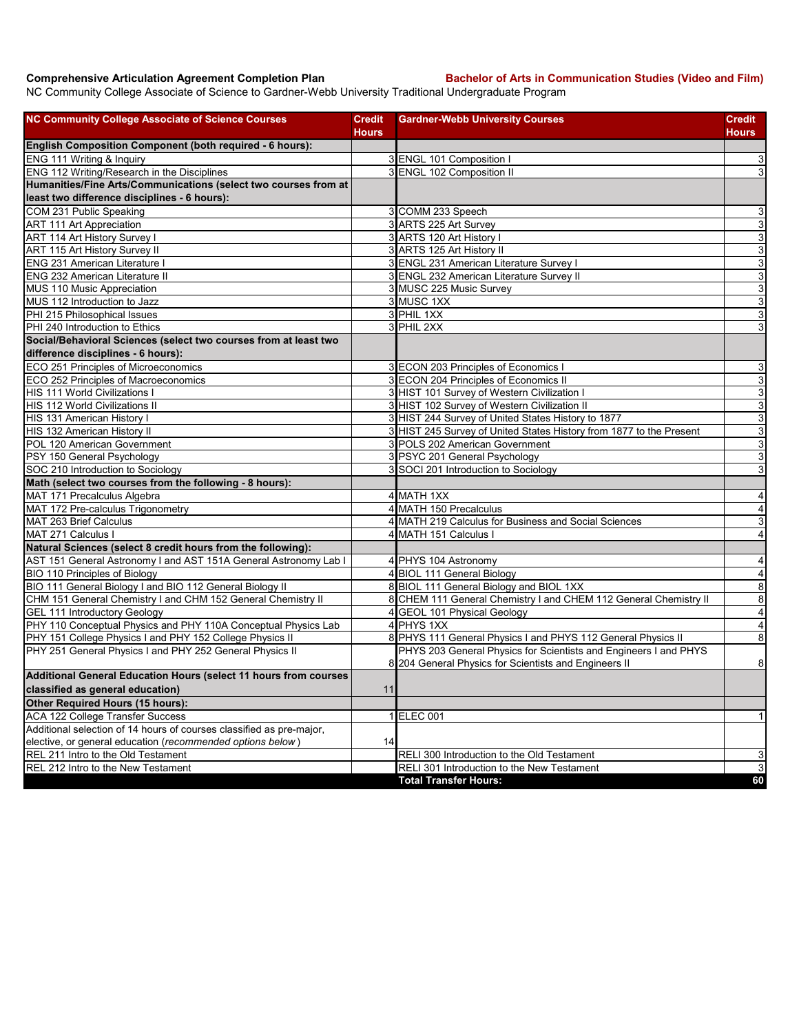**Comprehensive Articulation Agreement Completion Plan** **Bachelor of Arts in Communication Studies (Video and Film)**

NC Community College Associate of Science to Gardner-Webb University Traditional Undergraduate Program

| NC Community College Associate of Science Courses | Credit Hours | Gardner-Webb University Courses | Credit Hours |
|---|---|---|---|
| **English Composition Component (both required - 6 hours):** | | | |
| ENG 111 Writing & Inquiry | 3 | ENGL 101 Composition I | 3 |
| ENG 112 Writing/Research in the Disciplines | 3 | ENGL 102 Composition II | 3 |
| **Humanities/Fine Arts/Communications (select two courses from at least two difference disciplines - 6 hours):** | | | |
| COM 231 Public Speaking | 3 | COMM 233 Speech | 3 |
| ART 111 Art Appreciation | 3 | ARTS 225 Art Survey | 3 |
| ART 114 Art History Survey I | 3 | ARTS 120 Art History I | 3 |
| ART 115 Art History Survey II | 3 | ARTS 125 Art History II | 3 |
| ENG 231 American Literature I | 3 | ENGL 231 American Literature Survey I | 3 |
| ENG 232 American Literature II | 3 | ENGL 232 American Literature Survey II | 3 |
| MUS 110 Music Appreciation | 3 | MUSC 225 Music Survey | 3 |
| MUS 112 Introduction to Jazz | 3 | MUSC 1XX | 3 |
| PHI 215 Philosophical Issues | 3 | PHIL 1XX | 3 |
| PHI 240 Introduction to Ethics | 3 | PHIL 2XX | 3 |
| **Social/Behavioral Sciences (select two courses from at least two difference disciplines - 6 hours):** | | | |
| ECO 251 Principles of Microeconomics | 3 | ECON 203 Principles of Economics I | 3 |
| ECO 252 Principles of Macroeconomics | 3 | ECON 204 Principles of Economics II | 3 |
| HIS 111 World Civilizations I | 3 | HIST 101 Survey of Western Civilization I | 3 |
| HIS 112 World Civilizations II | 3 | HIST 102 Survey of Western Civilization II | 3 |
| HIS 131 American History I | 3 | HIST 244 Survey of United States History to 1877 | 3 |
| HIS 132 American History II | 3 | HIST 245 Survey of United States History from 1877 to the Present | 3 |
| POL 120 American Government | 3 | POLS 202 American Government | 3 |
| PSY 150 General Psychology | 3 | PSYC 201 General Psychology | 3 |
| SOC 210 Introduction to Sociology | 3 | SOCI 201 Introduction to Sociology | 3 |
| **Math (select two courses from the following - 8 hours):** | | | |
| MAT 171 Precalculus Algebra | 4 | MATH 1XX | 4 |
| MAT 172 Pre-calculus Trigonometry | 4 | MATH 150 Precalculus | 4 |
| MAT 263 Brief Calculus | 4 | MATH 219 Calculus for Business and Social Sciences | 3 |
| MAT 271 Calculus I | 4 | MATH 151 Calculus I | 4 |
| **Natural Sciences (select 8 credit hours from the following):** | | | |
| AST 151 General Astronomy I and AST 151A General Astronomy Lab I | 4 | PHYS 104 Astronomy | 4 |
| BIO 110 Principles of Biology | 4 | BIOL 111 General Biology | 4 |
| BIO 111 General Biology I and BIO 112 General Biology II | 8 | BIOL 111 General Biology and BIOL 1XX | 8 |
| CHM 151 General Chemistry I and CHM 152 General Chemistry II | 8 | CHEM 111 General Chemistry I and CHEM 112 General Chemistry II | 8 |
| GEL 111 Introductory Geology | 4 | GEOL 101 Physical Geology | 4 |
| PHY 110 Conceptual Physics and PHY 110A Conceptual Physics Lab | 4 | PHYS 1XX | 4 |
| PHY 151 College Physics I and PHY 152 College Physics II | 8 | PHYS 111 General Physics I and PHYS 112 General Physics II | 8 |
| PHY 251 General Physics I and PHY 252 General Physics II | 8 | PHYS 203 General Physics for Scientists and Engineers I and PHYS 204 General Physics for Scientists and Engineers II | 8 |
| **Additional General Education Hours (select 11 hours from courses classified as general education)** | 11 | | |
| **Other Required Hours (15 hours):** | | | |
| ACA 122 College Transfer Success | 1 | ELEC 001 | 1 |
| Additional selection of 14 hours of courses classified as pre-major, elective, or general education (*recommended options below*) | 14 | | |
| REL 211 Intro to the Old Testament | | RELI 300 Introduction to the Old Testament | 3 |
| REL 212 Intro to the New Testament | | RELI 301 Introduction to the New Testament | 3 |
| | | **Total Transfer Hours:** | **60** |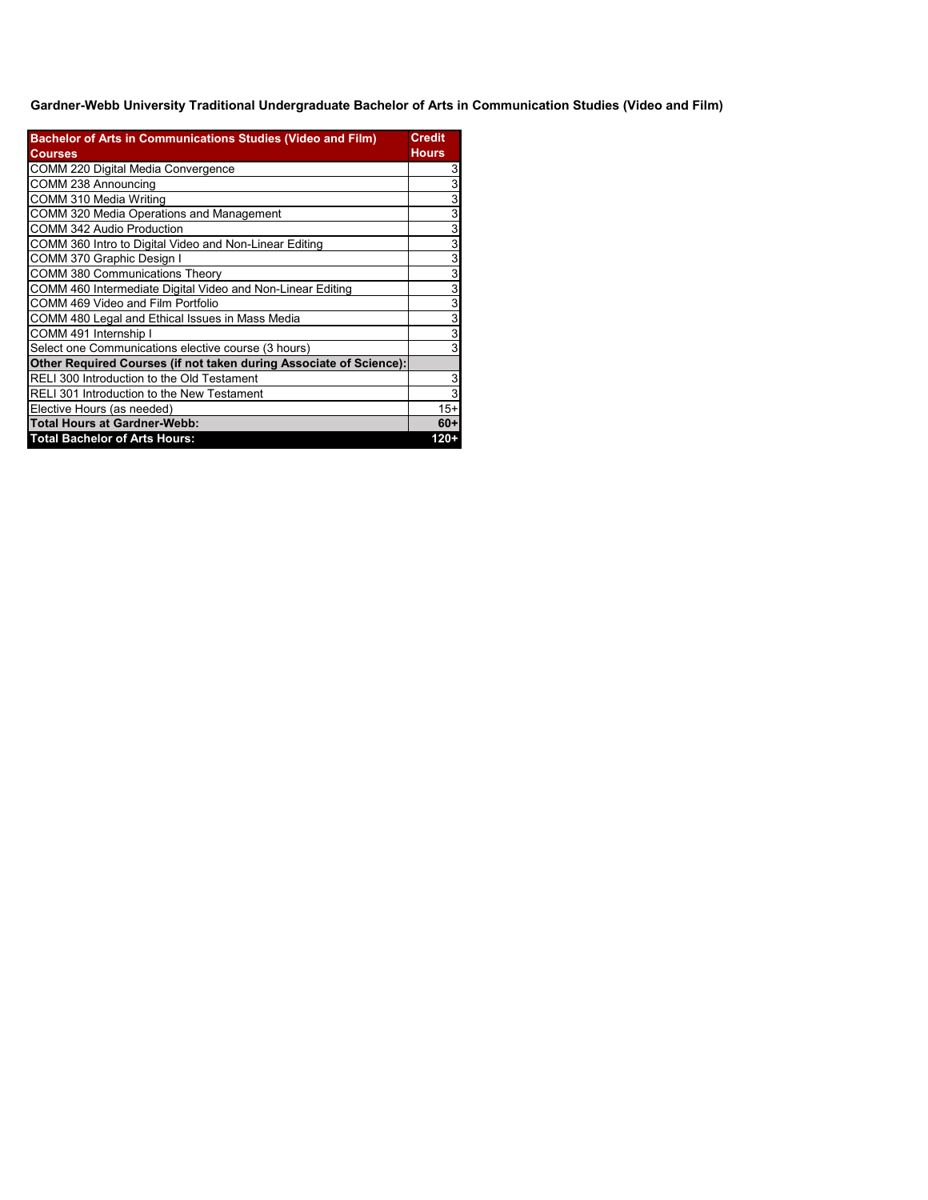**Gardner-Webb University Traditional Undergraduate Bachelor of Arts in Communication Studies (Video and Film)**

| Bachelor of Arts in Communications Studies (Video and Film) Courses | Credit Hours |
|---|---|
| COMM 220 Digital Media Convergence | 3 |
| COMM 238 Announcing | 3 |
| COMM 310 Media Writing | 3 |
| COMM 320 Media Operations and Management | 3 |
| COMM 342 Audio Production | 3 |
| COMM 360 Intro to Digital Video and Non-Linear Editing | 3 |
| COMM 370 Graphic Design I | 3 |
| COMM 380 Communications Theory | 3 |
| COMM 460 Intermediate Digital Video and Non-Linear Editing | 3 |
| COMM 469 Video and Film Portfolio | 3 |
| COMM 480 Legal and Ethical Issues in Mass Media | 3 |
| COMM 491 Internship I | 3 |
| Select one Communications elective course (3 hours) | 3 |
| **Other Required Courses (if not taken during Associate of Science):** | |
| RELI 300 Introduction to the Old Testament | 3 |
| RELI 301 Introduction to the New Testament | 3 |
| Elective Hours (as needed) | 15+ |
| **Total Hours at Gardner-Webb:** | **60+** |
| **Total Bachelor of Arts Hours:** | **120+** |